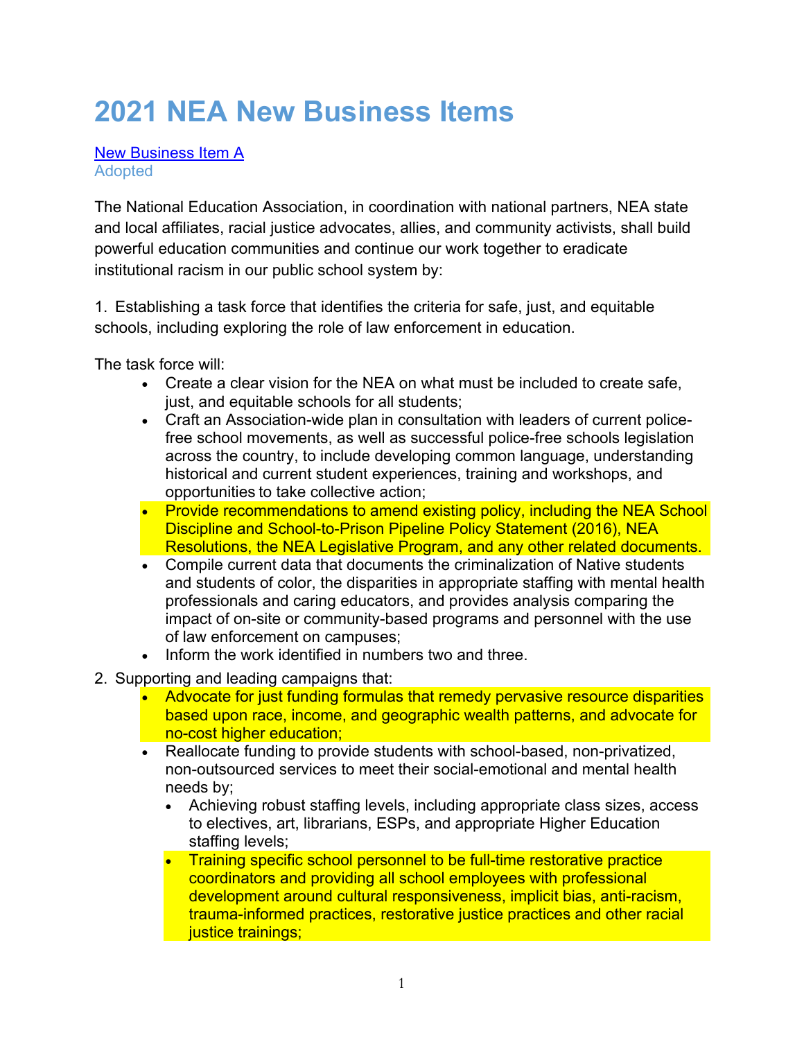# 2021 NEA New Business Items

[New Business Item A](#)
Adopted

The National Education Association, in coordination with national partners, NEA state and local affiliates, racial justice advocates, allies, and community activists, shall build powerful education communities and continue our work together to eradicate institutional racism in our public school system by:

1. Establishing a task force that identifies the criteria for safe, just, and equitable schools, including exploring the role of law enforcement in education.

The task force will:

- Create a clear vision for the NEA on what must be included to create safe, just, and equitable schools for all students;
- Craft an Association-wide plan in consultation with leaders of current police-free school movements, as well as successful police-free schools legislation across the country, to include developing common language, understanding historical and current student experiences, training and workshops, and opportunities to take collective action;
- Provide recommendations to amend existing policy, including the NEA School Discipline and School-to-Prison Pipeline Policy Statement (2016), NEA Resolutions, the NEA Legislative Program, and any other related documents.
- Compile current data that documents the criminalization of Native students and students of color, the disparities in appropriate staffing with mental health professionals and caring educators, and provides analysis comparing the impact of on-site or community-based programs and personnel with the use of law enforcement on campuses;
- Inform the work identified in numbers two and three.

2. Supporting and leading campaigns that:
   - Advocate for just funding formulas that remedy pervasive resource disparities based upon race, income, and geographic wealth patterns, and advocate for no-cost higher education;
   - Reallocate funding to provide students with school-based, non-privatized, non-outsourced services to meet their social-emotional and mental health needs by;
     - Achieving robust staffing levels, including appropriate class sizes, access to electives, art, librarians, ESPs, and appropriate Higher Education staffing levels;
     - Training specific school personnel to be full-time restorative practice coordinators and providing all school employees with professional development around cultural responsiveness, implicit bias, anti-racism, trauma-informed practices, restorative justice practices and other racial justice trainings;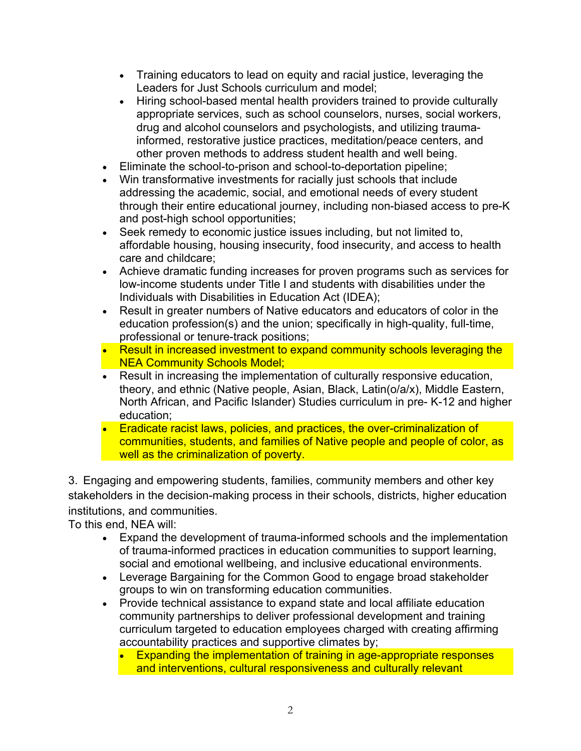- Training educators to lead on equity and racial justice, leveraging the Leaders for Just Schools curriculum and model;
  - Hiring school-based mental health providers trained to provide culturally appropriate services, such as school counselors, nurses, social workers, drug and alcohol counselors and psychologists, and utilizing trauma-informed, restorative justice practices, meditation/peace centers, and other proven methods to address student health and well being.
- Eliminate the school-to-prison and school-to-deportation pipeline;
- Win transformative investments for racially just schools that include addressing the academic, social, and emotional needs of every student through their entire educational journey, including non-biased access to pre-K and post-high school opportunities;
- Seek remedy to economic justice issues including, but not limited to, affordable housing, housing insecurity, food insecurity, and access to health care and childcare;
- Achieve dramatic funding increases for proven programs such as services for low-income students under Title I and students with disabilities under the Individuals with Disabilities in Education Act (IDEA);
- Result in greater numbers of Native educators and educators of color in the education profession(s) and the union; specifically in high-quality, full-time, professional or tenure-track positions;
- Result in increased investment to expand community schools leveraging the NEA Community Schools Model;
- Result in increasing the implementation of culturally responsive education, theory, and ethnic (Native people, Asian, Black, Latin(o/a/x), Middle Eastern, North African, and Pacific Islander) Studies curriculum in pre- K-12 and higher education;
- Eradicate racist laws, policies, and practices, the over-criminalization of communities, students, and families of Native people and people of color, as well as the criminalization of poverty.

3. Engaging and empowering students, families, community members and other key stakeholders in the decision-making process in their schools, districts, higher education institutions, and communities.

To this end, NEA will:

- Expand the development of trauma-informed schools and the implementation of trauma-informed practices in education communities to support learning, social and emotional wellbeing, and inclusive educational environments.
- Leverage Bargaining for the Common Good to engage broad stakeholder groups to win on transforming education communities.
- Provide technical assistance to expand state and local affiliate education community partnerships to deliver professional development and training curriculum targeted to education employees charged with creating affirming accountability practices and supportive climates by;
  - Expanding the implementation of training in age-appropriate responses and interventions, cultural responsiveness and culturally relevant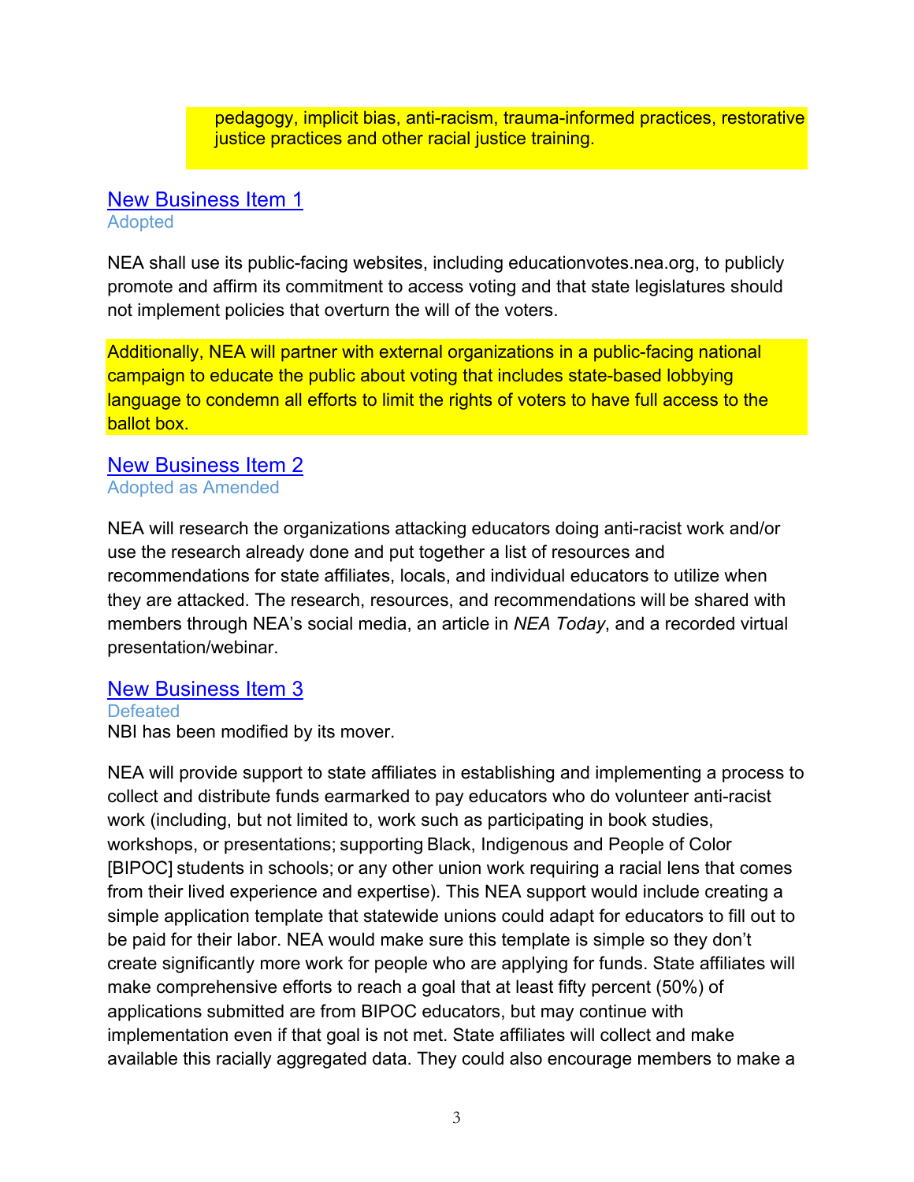pedagogy, implicit bias, anti-racism, trauma-informed practices, restorative justice practices and other racial justice training.

## New Business Item 1

Adopted

NEA shall use its public-facing websites, including educationvotes.nea.org, to publicly promote and affirm its commitment to access voting and that state legislatures should not implement policies that overturn the will of the voters.

Additionally, NEA will partner with external organizations in a public-facing national campaign to educate the public about voting that includes state-based lobbying language to condemn all efforts to limit the rights of voters to have full access to the ballot box.

## New Business Item 2

Adopted as Amended

NEA will research the organizations attacking educators doing anti-racist work and/or use the research already done and put together a list of resources and recommendations for state affiliates, locals, and individual educators to utilize when they are attacked. The research, resources, and recommendations will be shared with members through NEA's social media, an article in *NEA Today*, and a recorded virtual presentation/webinar.

## New Business Item 3

Defeated

NBI has been modified by its mover.

NEA will provide support to state affiliates in establishing and implementing a process to collect and distribute funds earmarked to pay educators who do volunteer anti-racist work (including, but not limited to, work such as participating in book studies, workshops, or presentations; supporting Black, Indigenous and People of Color [BIPOC] students in schools; or any other union work requiring a racial lens that comes from their lived experience and expertise). This NEA support would include creating a simple application template that statewide unions could adapt for educators to fill out to be paid for their labor. NEA would make sure this template is simple so they don't create significantly more work for people who are applying for funds. State affiliates will make comprehensive efforts to reach a goal that at least fifty percent (50%) of applications submitted are from BIPOC educators, but may continue with implementation even if that goal is not met. State affiliates will collect and make available this racially aggregated data. They could also encourage members to make a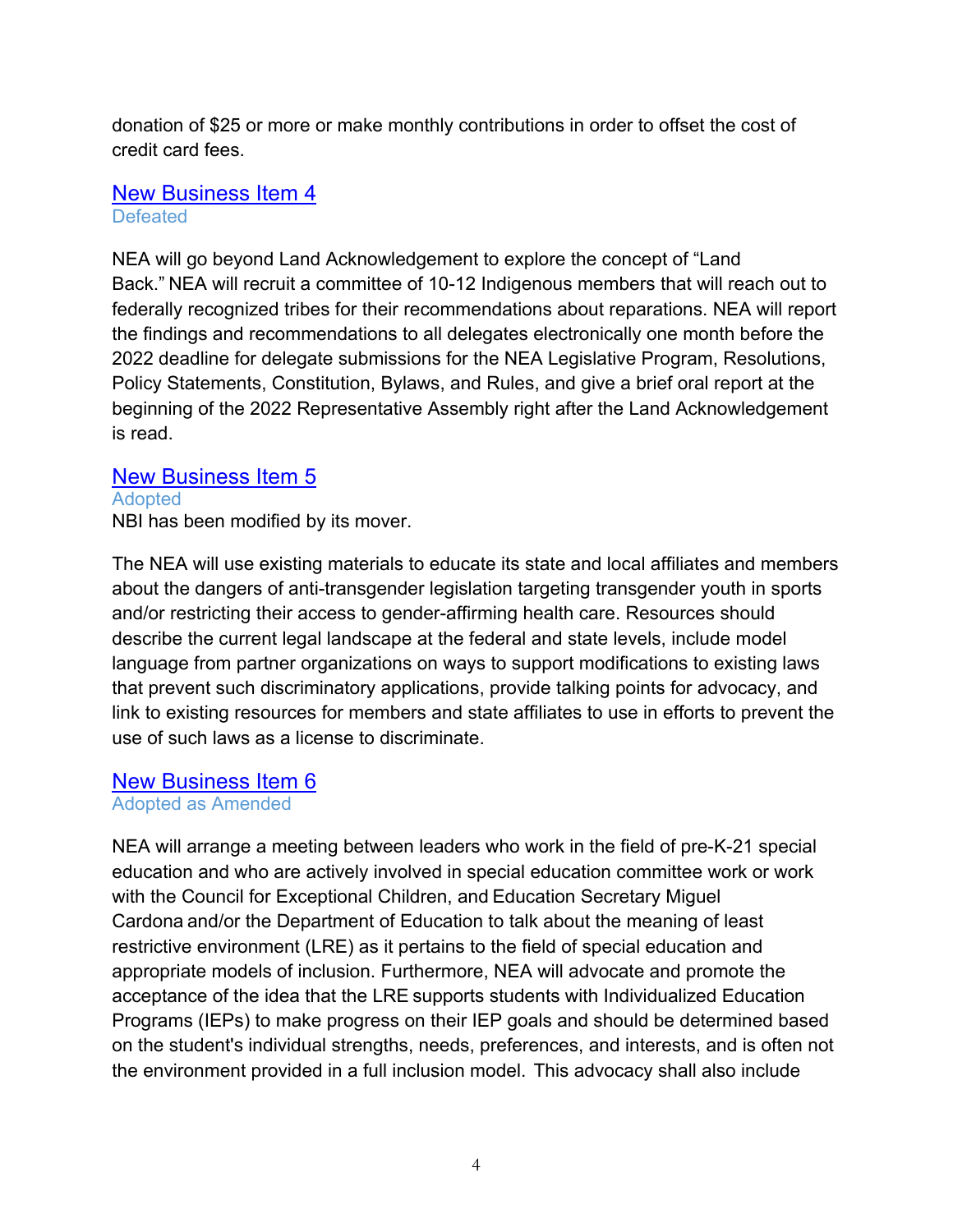donation of $25 or more or make monthly contributions in order to offset the cost of credit card fees.

## [New Business Item 4]

Defeated

NEA will go beyond Land Acknowledgement to explore the concept of "Land Back." NEA will recruit a committee of 10-12 Indigenous members that will reach out to federally recognized tribes for their recommendations about reparations. NEA will report the findings and recommendations to all delegates electronically one month before the 2022 deadline for delegate submissions for the NEA Legislative Program, Resolutions, Policy Statements, Constitution, Bylaws, and Rules, and give a brief oral report at the beginning of the 2022 Representative Assembly right after the Land Acknowledgement is read.

## [New Business Item 5]

Adopted

NBI has been modified by its mover.

The NEA will use existing materials to educate its state and local affiliates and members about the dangers of anti-transgender legislation targeting transgender youth in sports and/or restricting their access to gender-affirming health care. Resources should describe the current legal landscape at the federal and state levels, include model language from partner organizations on ways to support modifications to existing laws that prevent such discriminatory applications, provide talking points for advocacy, and link to existing resources for members and state affiliates to use in efforts to prevent the use of such laws as a license to discriminate.

## [New Business Item 6]

Adopted as Amended

NEA will arrange a meeting between leaders who work in the field of pre-K-21 special education and who are actively involved in special education committee work or work with the Council for Exceptional Children, and Education Secretary Miguel Cardona and/or the Department of Education to talk about the meaning of least restrictive environment (LRE) as it pertains to the field of special education and appropriate models of inclusion. Furthermore, NEA will advocate and promote the acceptance of the idea that the LRE supports students with Individualized Education Programs (IEPs) to make progress on their IEP goals and should be determined based on the student's individual strengths, needs, preferences, and interests, and is often not the environment provided in a full inclusion model. This advocacy shall also include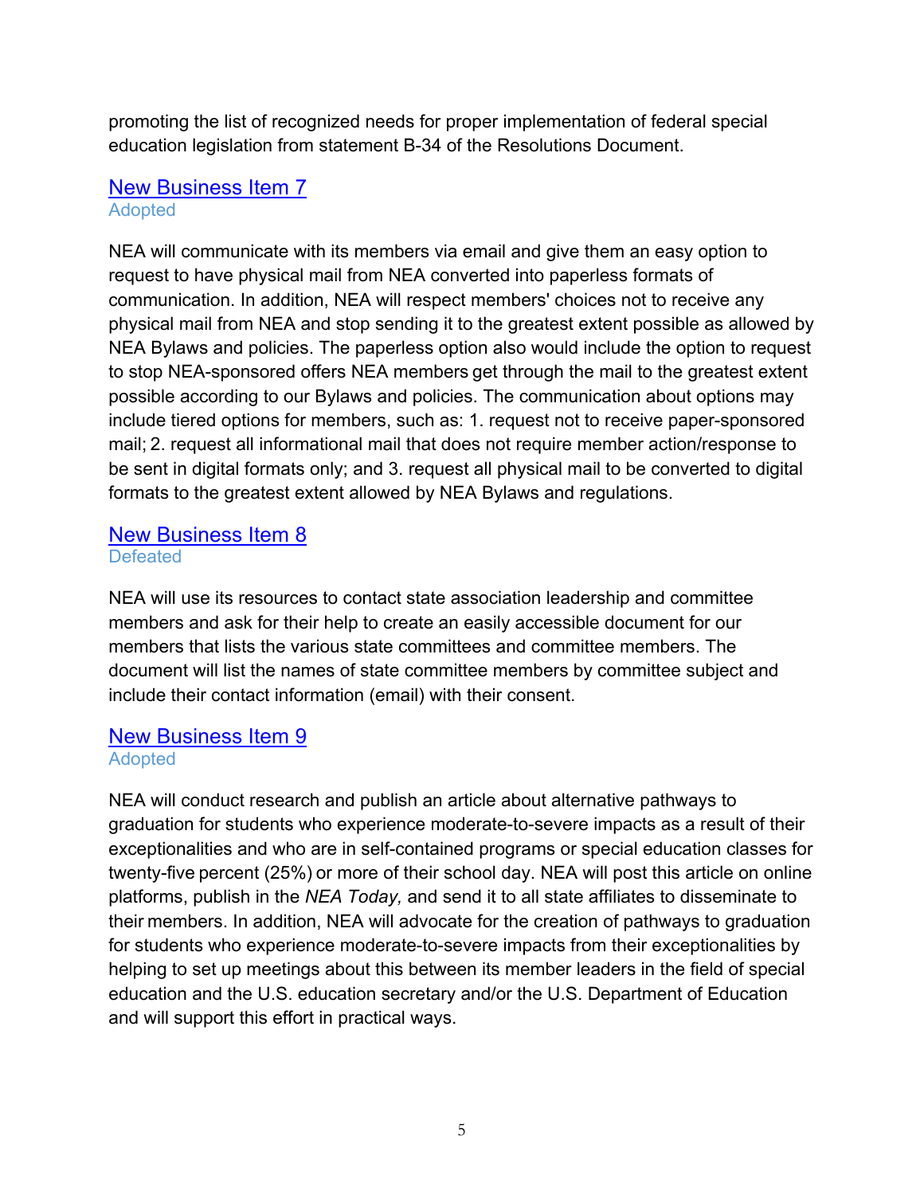promoting the list of recognized needs for proper implementation of federal special education legislation from statement B-34 of the Resolutions Document.

## New Business Item 7

Adopted

NEA will communicate with its members via email and give them an easy option to request to have physical mail from NEA converted into paperless formats of communication. In addition, NEA will respect members' choices not to receive any physical mail from NEA and stop sending it to the greatest extent possible as allowed by NEA Bylaws and policies. The paperless option also would include the option to request to stop NEA-sponsored offers NEA members get through the mail to the greatest extent possible according to our Bylaws and policies. The communication about options may include tiered options for members, such as: 1. request not to receive paper-sponsored mail; 2. request all informational mail that does not require member action/response to be sent in digital formats only; and 3. request all physical mail to be converted to digital formats to the greatest extent allowed by NEA Bylaws and regulations.

## New Business Item 8

Defeated

NEA will use its resources to contact state association leadership and committee members and ask for their help to create an easily accessible document for our members that lists the various state committees and committee members. The document will list the names of state committee members by committee subject and include their contact information (email) with their consent.

## New Business Item 9

Adopted

NEA will conduct research and publish an article about alternative pathways to graduation for students who experience moderate-to-severe impacts as a result of their exceptionalities and who are in self-contained programs or special education classes for twenty-five percent (25%) or more of their school day. NEA will post this article on online platforms, publish in the *NEA Today,* and send it to all state affiliates to disseminate to their members. In addition, NEA will advocate for the creation of pathways to graduation for students who experience moderate-to-severe impacts from their exceptionalities by helping to set up meetings about this between its member leaders in the field of special education and the U.S. education secretary and/or the U.S. Department of Education and will support this effort in practical ways.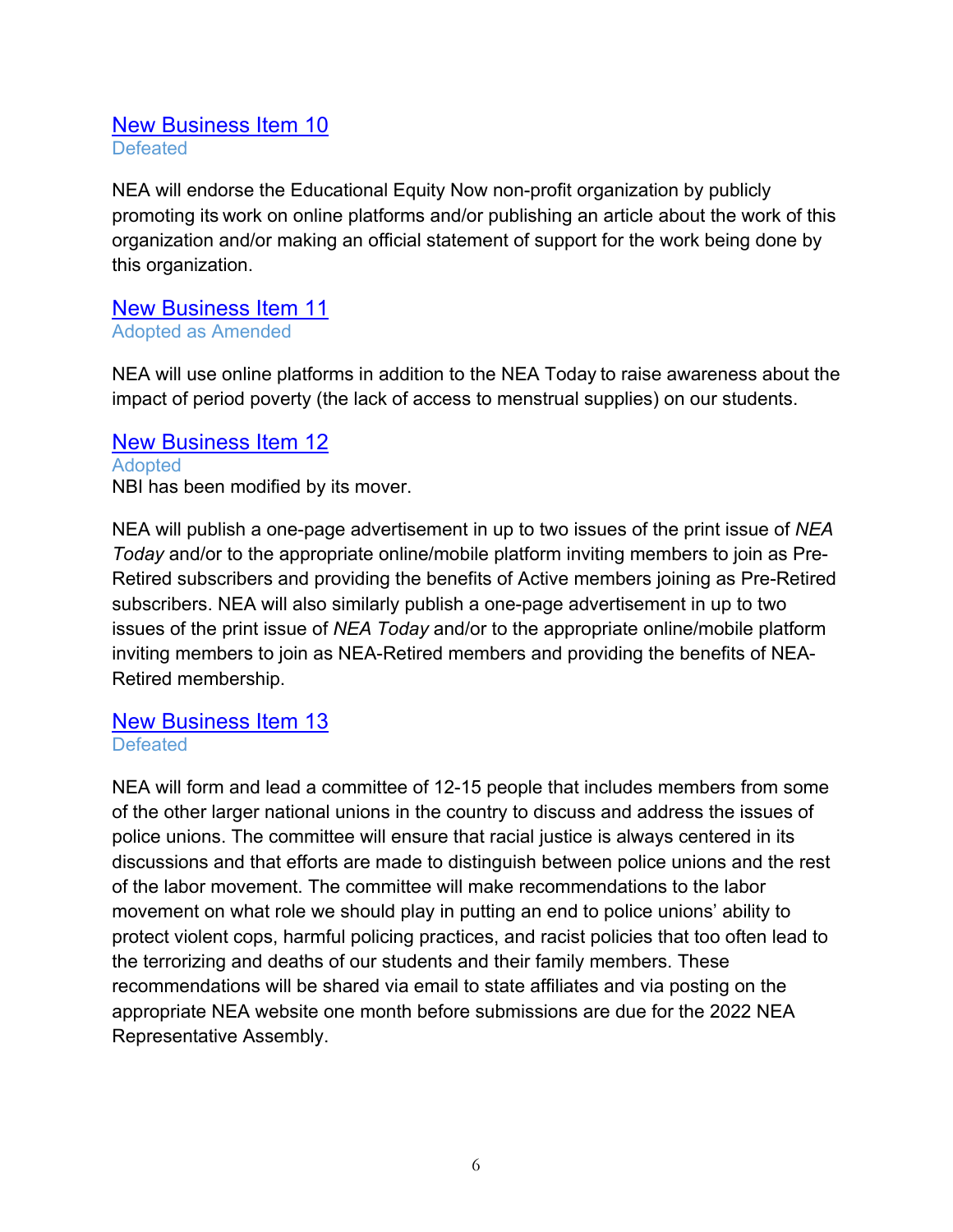## New Business Item 10

Defeated

NEA will endorse the Educational Equity Now non-profit organization by publicly promoting its work on online platforms and/or publishing an article about the work of this organization and/or making an official statement of support for the work being done by this organization.

## New Business Item 11

Adopted as Amended

NEA will use online platforms in addition to the NEA Today to raise awareness about the impact of period poverty (the lack of access to menstrual supplies) on our students.

## New Business Item 12

Adopted

NBI has been modified by its mover.

NEA will publish a one-page advertisement in up to two issues of the print issue of *NEA Today* and/or to the appropriate online/mobile platform inviting members to join as Pre-Retired subscribers and providing the benefits of Active members joining as Pre-Retired subscribers. NEA will also similarly publish a one-page advertisement in up to two issues of the print issue of *NEA Today* and/or to the appropriate online/mobile platform inviting members to join as NEA-Retired members and providing the benefits of NEA-Retired membership.

## New Business Item 13

Defeated

NEA will form and lead a committee of 12-15 people that includes members from some of the other larger national unions in the country to discuss and address the issues of police unions. The committee will ensure that racial justice is always centered in its discussions and that efforts are made to distinguish between police unions and the rest of the labor movement. The committee will make recommendations to the labor movement on what role we should play in putting an end to police unions' ability to protect violent cops, harmful policing practices, and racist policies that too often lead to the terrorizing and deaths of our students and their family members. These recommendations will be shared via email to state affiliates and via posting on the appropriate NEA website one month before submissions are due for the 2022 NEA Representative Assembly.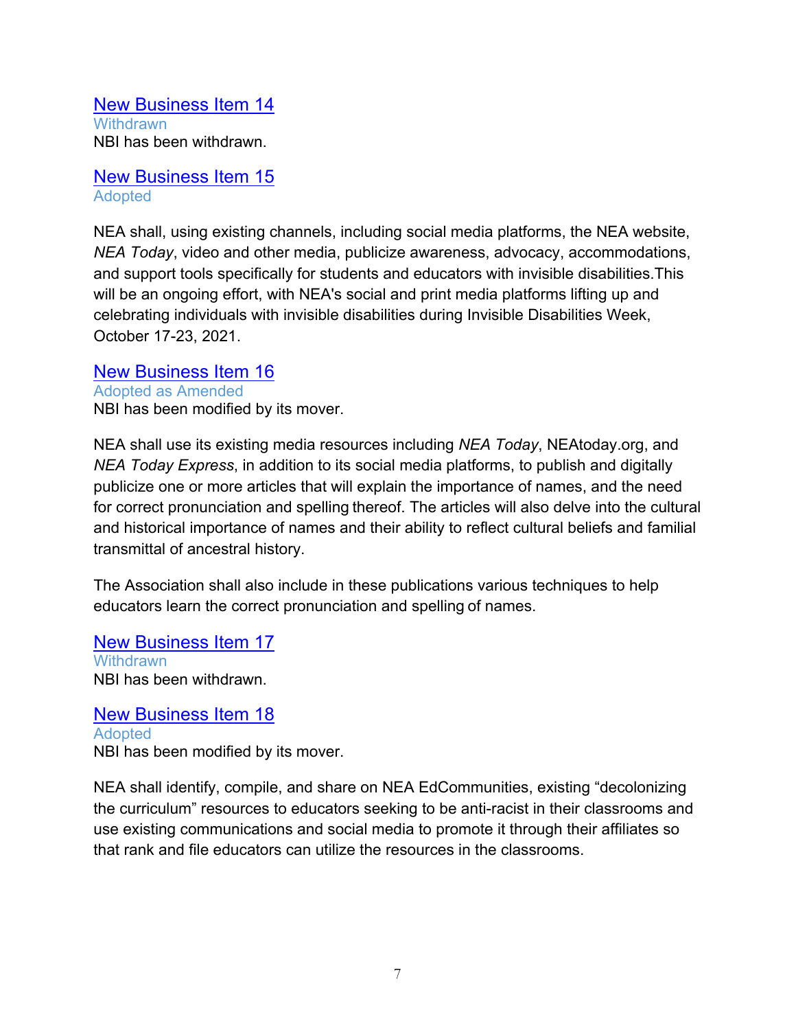### [New Business Item 14]()

Withdrawn

NBI has been withdrawn.

### [New Business Item 15]()

Adopted

NEA shall, using existing channels, including social media platforms, the NEA website, *NEA Today*, video and other media, publicize awareness, advocacy, accommodations, and support tools specifically for students and educators with invisible disabilities.This will be an ongoing effort, with NEA's social and print media platforms lifting up and celebrating individuals with invisible disabilities during Invisible Disabilities Week, October 17-23, 2021.

### [New Business Item 16]()

Adopted as Amended

NBI has been modified by its mover.

NEA shall use its existing media resources including *NEA Today*, NEAtoday.org, and *NEA Today Express*, in addition to its social media platforms, to publish and digitally publicize one or more articles that will explain the importance of names, and the need for correct pronunciation and spelling thereof. The articles will also delve into the cultural and historical importance of names and their ability to reflect cultural beliefs and familial transmittal of ancestral history.

The Association shall also include in these publications various techniques to help educators learn the correct pronunciation and spelling of names.

### [New Business Item 17]()

Withdrawn

NBI has been withdrawn.

### [New Business Item 18]()

Adopted

NBI has been modified by its mover.

NEA shall identify, compile, and share on NEA EdCommunities, existing “decolonizing the curriculum” resources to educators seeking to be anti-racist in their classrooms and use existing communications and social media to promote it through their affiliates so that rank and file educators can utilize the resources in the classrooms.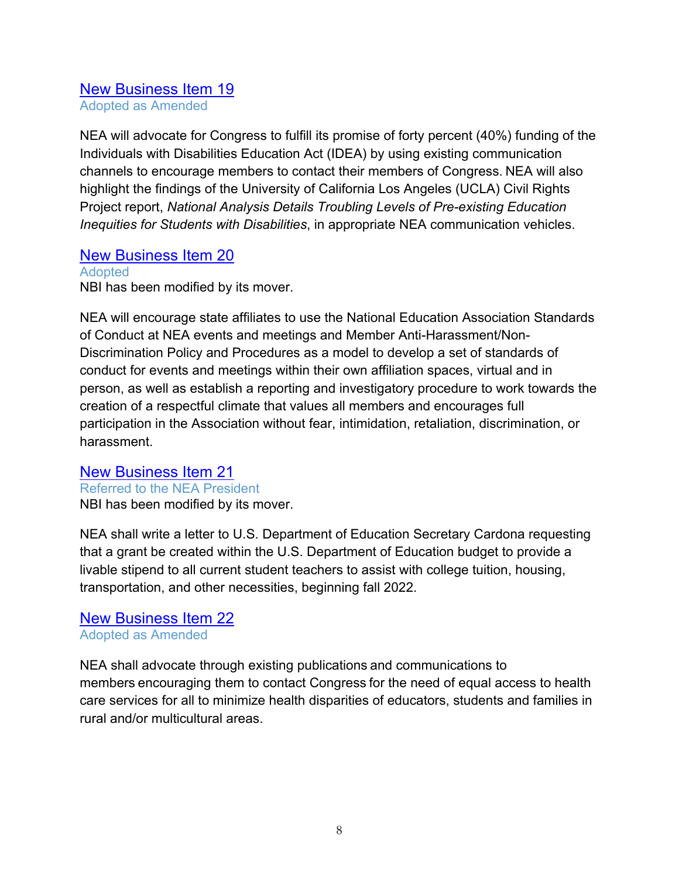## New Business Item 19

Adopted as Amended

NEA will advocate for Congress to fulfill its promise of forty percent (40%) funding of the Individuals with Disabilities Education Act (IDEA) by using existing communication channels to encourage members to contact their members of Congress. NEA will also highlight the findings of the University of California Los Angeles (UCLA) Civil Rights Project report, *National Analysis Details Troubling Levels of Pre-existing Education Inequities for Students with Disabilities*, in appropriate NEA communication vehicles.

## New Business Item 20

Adopted

NBI has been modified by its mover.

NEA will encourage state affiliates to use the National Education Association Standards of Conduct at NEA events and meetings and Member Anti-Harassment/Non-Discrimination Policy and Procedures as a model to develop a set of standards of conduct for events and meetings within their own affiliation spaces, virtual and in person, as well as establish a reporting and investigatory procedure to work towards the creation of a respectful climate that values all members and encourages full participation in the Association without fear, intimidation, retaliation, discrimination, or harassment.

## New Business Item 21

Referred to the NEA President

NBI has been modified by its mover.

NEA shall write a letter to U.S. Department of Education Secretary Cardona requesting that a grant be created within the U.S. Department of Education budget to provide a livable stipend to all current student teachers to assist with college tuition, housing, transportation, and other necessities, beginning fall 2022.

## New Business Item 22

Adopted as Amended

NEA shall advocate through existing publications and communications to members encouraging them to contact Congress for the need of equal access to health care services for all to minimize health disparities of educators, students and families in rural and/or multicultural areas.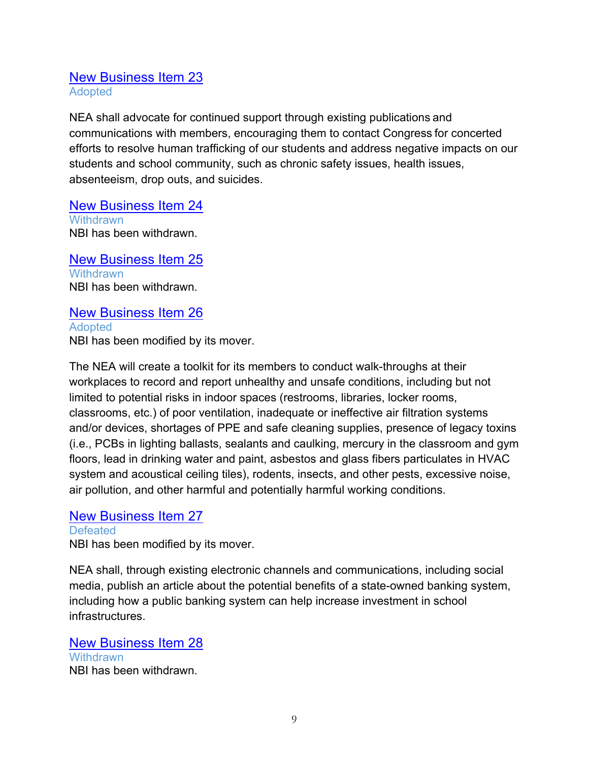## [New Business Item 23](#)

Adopted

NEA shall advocate for continued support through existing publications and communications with members, encouraging them to contact Congress for concerted efforts to resolve human trafficking of our students and address negative impacts on our students and school community, such as chronic safety issues, health issues, absenteeism, drop outs, and suicides.

## [New Business Item 24](#)

Withdrawn

NBI has been withdrawn.

## [New Business Item 25](#)

Withdrawn

NBI has been withdrawn.

## [New Business Item 26](#)

Adopted

NBI has been modified by its mover.

The NEA will create a toolkit for its members to conduct walk-throughs at their workplaces to record and report unhealthy and unsafe conditions, including but not limited to potential risks in indoor spaces (restrooms, libraries, locker rooms, classrooms, etc.) of poor ventilation, inadequate or ineffective air filtration systems and/or devices, shortages of PPE and safe cleaning supplies, presence of legacy toxins (i.e., PCBs in lighting ballasts, sealants and caulking, mercury in the classroom and gym floors, lead in drinking water and paint, asbestos and glass fibers particulates in HVAC system and acoustical ceiling tiles), rodents, insects, and other pests, excessive noise, air pollution, and other harmful and potentially harmful working conditions.

## [New Business Item 27](#)

Defeated

NBI has been modified by its mover.

NEA shall, through existing electronic channels and communications, including social media, publish an article about the potential benefits of a state-owned banking system, including how a public banking system can help increase investment in school infrastructures.

## [New Business Item 28](#)

Withdrawn

NBI has been withdrawn.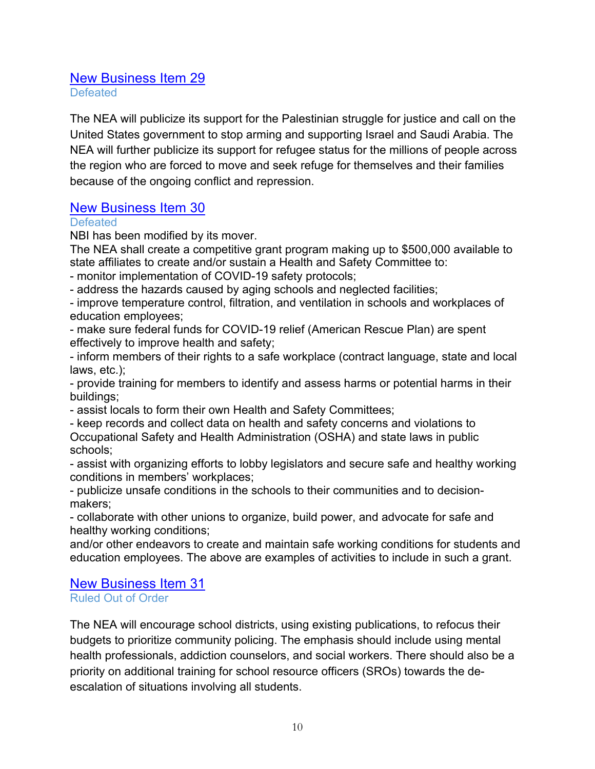## New Business Item 29

Defeated

The NEA will publicize its support for the Palestinian struggle for justice and call on the United States government to stop arming and supporting Israel and Saudi Arabia. The NEA will further publicize its support for refugee status for the millions of people across the region who are forced to move and seek refuge for themselves and their families because of the ongoing conflict and repression.

## New Business Item 30

Defeated

NBI has been modified by its mover.

The NEA shall create a competitive grant program making up to $500,000 available to state affiliates to create and/or sustain a Health and Safety Committee to:

- monitor implementation of COVID-19 safety protocols;
- address the hazards caused by aging schools and neglected facilities;
- improve temperature control, filtration, and ventilation in schools and workplaces of education employees;
- make sure federal funds for COVID-19 relief (American Rescue Plan) are spent effectively to improve health and safety;
- inform members of their rights to a safe workplace (contract language, state and local laws, etc.);
- provide training for members to identify and assess harms or potential harms in their buildings;
- assist locals to form their own Health and Safety Committees;
- keep records and collect data on health and safety concerns and violations to Occupational Safety and Health Administration (OSHA) and state laws in public schools;
- assist with organizing efforts to lobby legislators and secure safe and healthy working conditions in members' workplaces;
- publicize unsafe conditions in the schools to their communities and to decision-makers;
- collaborate with other unions to organize, build power, and advocate for safe and healthy working conditions;

and/or other endeavors to create and maintain safe working conditions for students and education employees. The above are examples of activities to include in such a grant.

## New Business Item 31

Ruled Out of Order

The NEA will encourage school districts, using existing publications, to refocus their budgets to prioritize community policing. The emphasis should include using mental health professionals, addiction counselors, and social workers. There should also be a priority on additional training for school resource officers (SROs) towards the de-escalation of situations involving all students.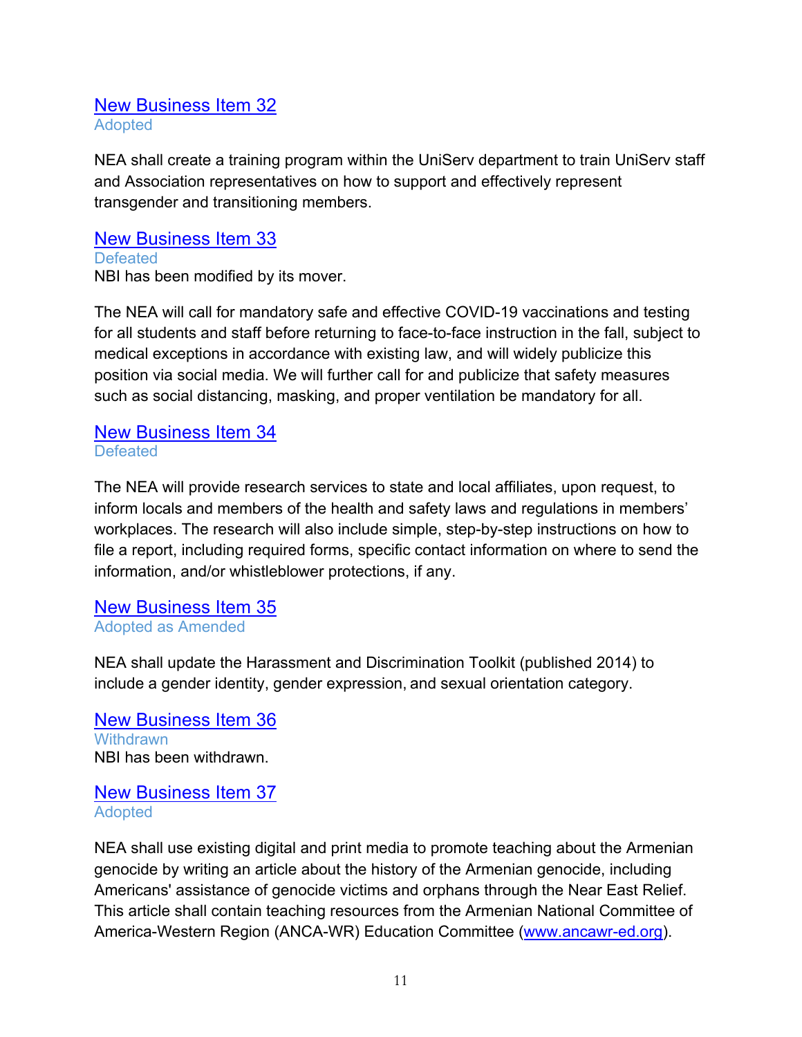## [New Business Item 32](#)

Adopted

NEA shall create a training program within the UniServ department to train UniServ staff and Association representatives on how to support and effectively represent transgender and transitioning members.

## [New Business Item 33](#)

Defeated

NBI has been modified by its mover.

The NEA will call for mandatory safe and effective COVID-19 vaccinations and testing for all students and staff before returning to face-to-face instruction in the fall, subject to medical exceptions in accordance with existing law, and will widely publicize this position via social media. We will further call for and publicize that safety measures such as social distancing, masking, and proper ventilation be mandatory for all.

## [New Business Item 34](#)

Defeated

The NEA will provide research services to state and local affiliates, upon request, to inform locals and members of the health and safety laws and regulations in members' workplaces. The research will also include simple, step-by-step instructions on how to file a report, including required forms, specific contact information on where to send the information, and/or whistleblower protections, if any.

## [New Business Item 35](#)

Adopted as Amended

NEA shall update the Harassment and Discrimination Toolkit (published 2014) to include a gender identity, gender expression, and sexual orientation category.

## [New Business Item 36](#)

Withdrawn

NBI has been withdrawn.

## [New Business Item 37](#)

Adopted

NEA shall use existing digital and print media to promote teaching about the Armenian genocide by writing an article about the history of the Armenian genocide, including Americans' assistance of genocide victims and orphans through the Near East Relief. This article shall contain teaching resources from the Armenian National Committee of America-Western Region (ANCA-WR) Education Committee ([www.ancawr-ed.org](http://www.ancawr-ed.org)).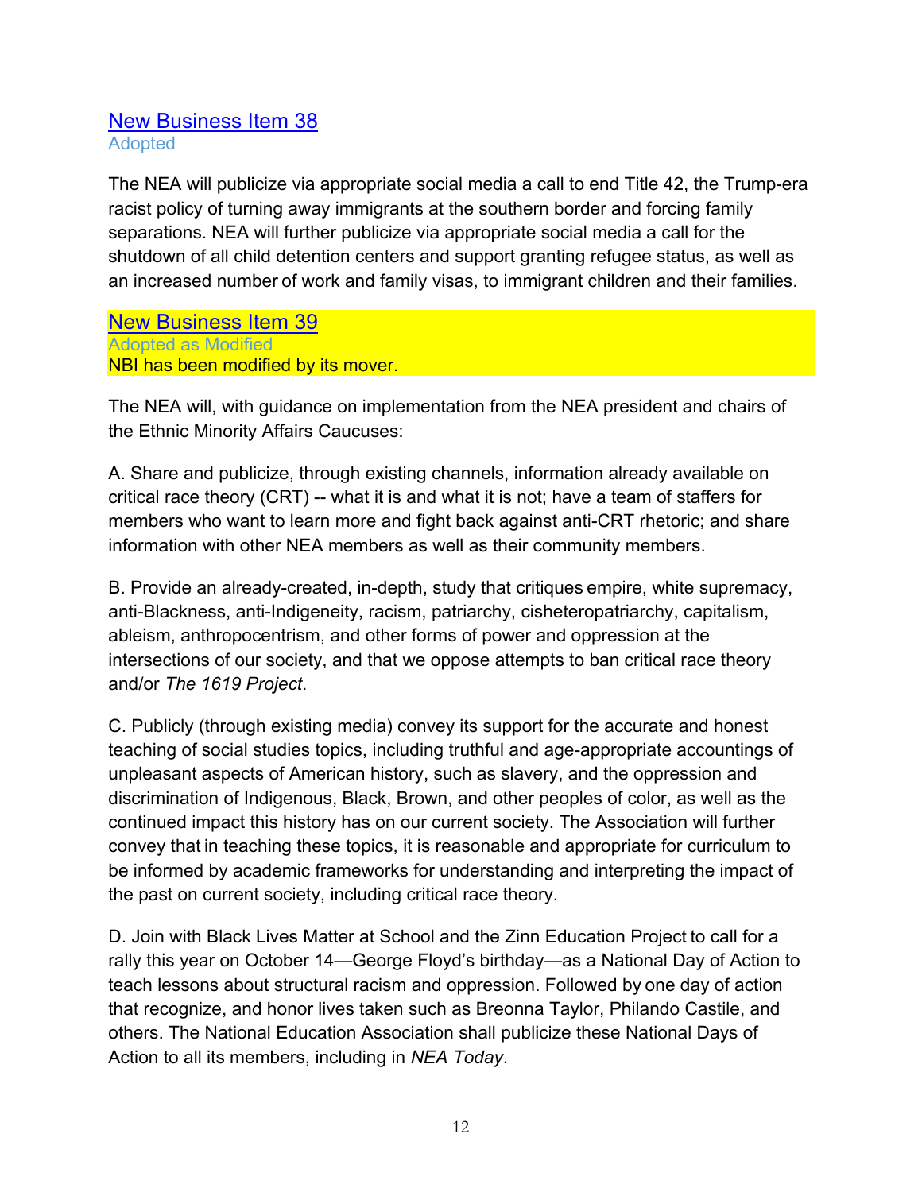## [New Business Item 38]
Adopted

The NEA will publicize via appropriate social media a call to end Title 42, the Trump-era racist policy of turning away immigrants at the southern border and forcing family separations. NEA will further publicize via appropriate social media a call for the shutdown of all child detention centers and support granting refugee status, as well as an increased number of work and family visas, to immigrant children and their families.

## [New Business Item 39]
Adopted as Modified
NBI has been modified by its mover.

The NEA will, with guidance on implementation from the NEA president and chairs of the Ethnic Minority Affairs Caucuses:

A. Share and publicize, through existing channels, information already available on critical race theory (CRT) -- what it is and what it is not; have a team of staffers for members who want to learn more and fight back against anti-CRT rhetoric; and share information with other NEA members as well as their community members.

B. Provide an already-created, in-depth, study that critiques empire, white supremacy, anti-Blackness, anti-Indigeneity, racism, patriarchy, cisheteropatriarchy, capitalism, ableism, anthropocentrism, and other forms of power and oppression at the intersections of our society, and that we oppose attempts to ban critical race theory and/or *The 1619 Project*.

C. Publicly (through existing media) convey its support for the accurate and honest teaching of social studies topics, including truthful and age-appropriate accountings of unpleasant aspects of American history, such as slavery, and the oppression and discrimination of Indigenous, Black, Brown, and other peoples of color, as well as the continued impact this history has on our current society. The Association will further convey that in teaching these topics, it is reasonable and appropriate for curriculum to be informed by academic frameworks for understanding and interpreting the impact of the past on current society, including critical race theory.

D. Join with Black Lives Matter at School and the Zinn Education Project to call for a rally this year on October 14—George Floyd's birthday—as a National Day of Action to teach lessons about structural racism and oppression. Followed by one day of action that recognize, and honor lives taken such as Breonna Taylor, Philando Castile, and others. The National Education Association shall publicize these National Days of Action to all its members, including in *NEA Today*.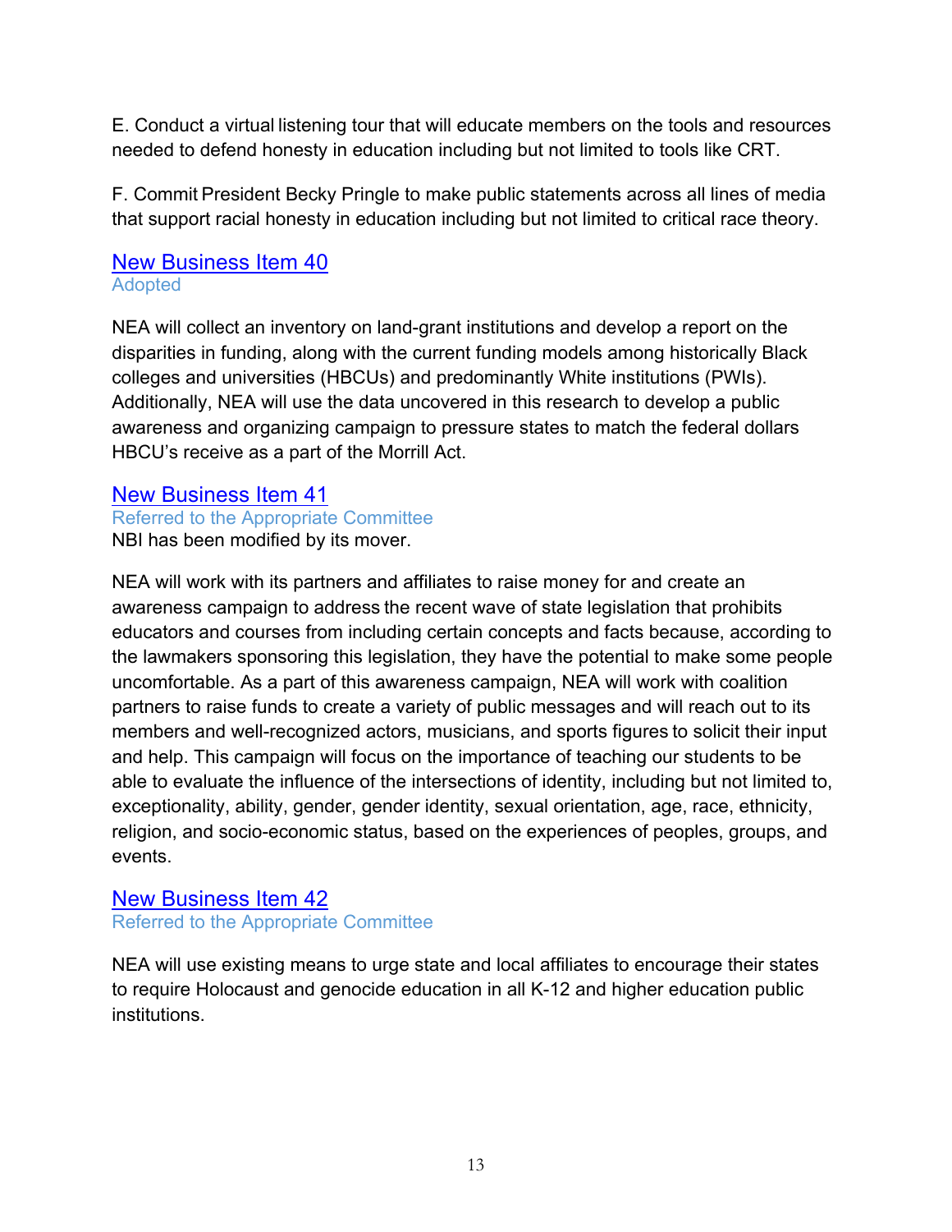E. Conduct a virtual listening tour that will educate members on the tools and resources needed to defend honesty in education including but not limited to tools like CRT.

F. Commit President Becky Pringle to make public statements across all lines of media that support racial honesty in education including but not limited to critical race theory.

## New Business Item 40

Adopted

NEA will collect an inventory on land-grant institutions and develop a report on the disparities in funding, along with the current funding models among historically Black colleges and universities (HBCUs) and predominantly White institutions (PWIs). Additionally, NEA will use the data uncovered in this research to develop a public awareness and organizing campaign to pressure states to match the federal dollars HBCU's receive as a part of the Morrill Act.

## New Business Item 41

Referred to the Appropriate Committee

NBI has been modified by its mover.

NEA will work with its partners and affiliates to raise money for and create an awareness campaign to address the recent wave of state legislation that prohibits educators and courses from including certain concepts and facts because, according to the lawmakers sponsoring this legislation, they have the potential to make some people uncomfortable. As a part of this awareness campaign, NEA will work with coalition partners to raise funds to create a variety of public messages and will reach out to its members and well-recognized actors, musicians, and sports figures to solicit their input and help. This campaign will focus on the importance of teaching our students to be able to evaluate the influence of the intersections of identity, including but not limited to, exceptionality, ability, gender, gender identity, sexual orientation, age, race, ethnicity, religion, and socio-economic status, based on the experiences of peoples, groups, and events.

## New Business Item 42

Referred to the Appropriate Committee

NEA will use existing means to urge state and local affiliates to encourage their states to require Holocaust and genocide education in all K-12 and higher education public institutions.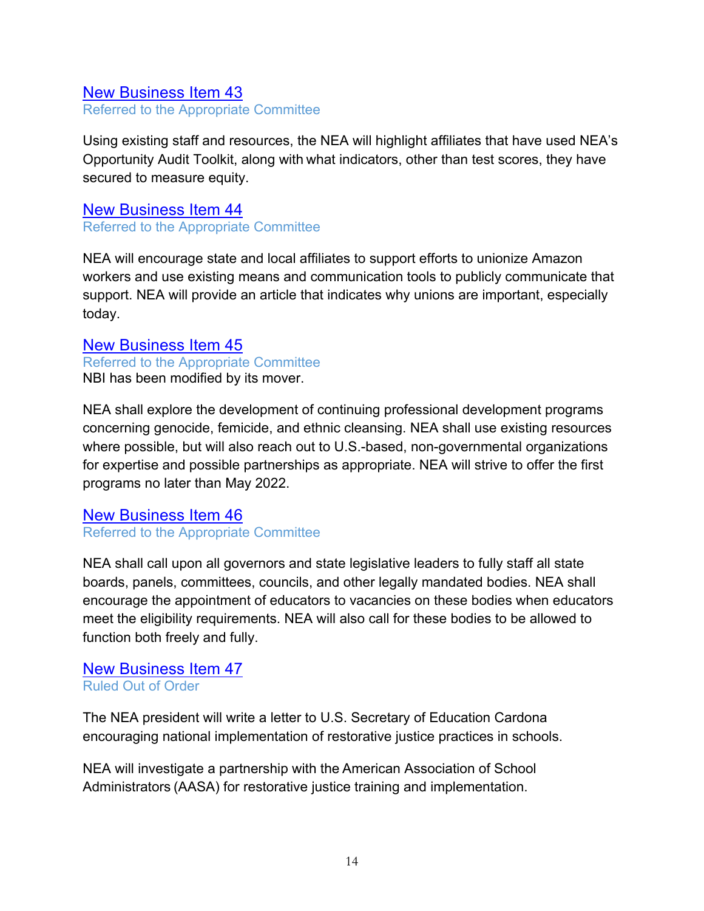## [New Business Item 43]

Referred to the Appropriate Committee

Using existing staff and resources, the NEA will highlight affiliates that have used NEA's Opportunity Audit Toolkit, along with what indicators, other than test scores, they have secured to measure equity.

## [New Business Item 44]

Referred to the Appropriate Committee

NEA will encourage state and local affiliates to support efforts to unionize Amazon workers and use existing means and communication tools to publicly communicate that support. NEA will provide an article that indicates why unions are important, especially today.

## [New Business Item 45]

Referred to the Appropriate Committee
NBI has been modified by its mover.

NEA shall explore the development of continuing professional development programs concerning genocide, femicide, and ethnic cleansing. NEA shall use existing resources where possible, but will also reach out to U.S.-based, non-governmental organizations for expertise and possible partnerships as appropriate. NEA will strive to offer the first programs no later than May 2022.

## [New Business Item 46]

Referred to the Appropriate Committee

NEA shall call upon all governors and state legislative leaders to fully staff all state boards, panels, committees, councils, and other legally mandated bodies. NEA shall encourage the appointment of educators to vacancies on these bodies when educators meet the eligibility requirements. NEA will also call for these bodies to be allowed to function both freely and fully.

## [New Business Item 47]

Ruled Out of Order

The NEA president will write a letter to U.S. Secretary of Education Cardona encouraging national implementation of restorative justice practices in schools.

NEA will investigate a partnership with the American Association of School Administrators (AASA) for restorative justice training and implementation.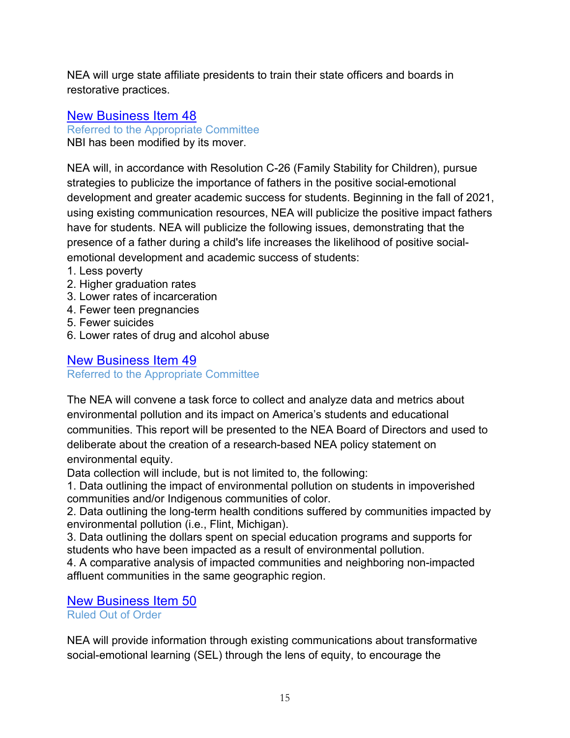NEA will urge state affiliate presidents to train their state officers and boards in restorative practices.

## New Business Item 48

Referred to the Appropriate Committee

NBI has been modified by its mover.

NEA will, in accordance with Resolution C-26 (Family Stability for Children), pursue strategies to publicize the importance of fathers in the positive social-emotional development and greater academic success for students. Beginning in the fall of 2021, using existing communication resources, NEA will publicize the positive impact fathers have for students. NEA will publicize the following issues, demonstrating that the presence of a father during a child's life increases the likelihood of positive social-emotional development and academic success of students:

1. Less poverty
2. Higher graduation rates
3. Lower rates of incarceration
4. Fewer teen pregnancies
5. Fewer suicides
6. Lower rates of drug and alcohol abuse

## New Business Item 49

Referred to the Appropriate Committee

The NEA will convene a task force to collect and analyze data and metrics about environmental pollution and its impact on America's students and educational communities. This report will be presented to the NEA Board of Directors and used to deliberate about the creation of a research-based NEA policy statement on environmental equity.

Data collection will include, but is not limited to, the following:

1. Data outlining the impact of environmental pollution on students in impoverished communities and/or Indigenous communities of color.
2. Data outlining the long-term health conditions suffered by communities impacted by environmental pollution (i.e., Flint, Michigan).
3. Data outlining the dollars spent on special education programs and supports for students who have been impacted as a result of environmental pollution.
4. A comparative analysis of impacted communities and neighboring non-impacted affluent communities in the same geographic region.

## New Business Item 50

Ruled Out of Order

NEA will provide information through existing communications about transformative social-emotional learning (SEL) through the lens of equity, to encourage the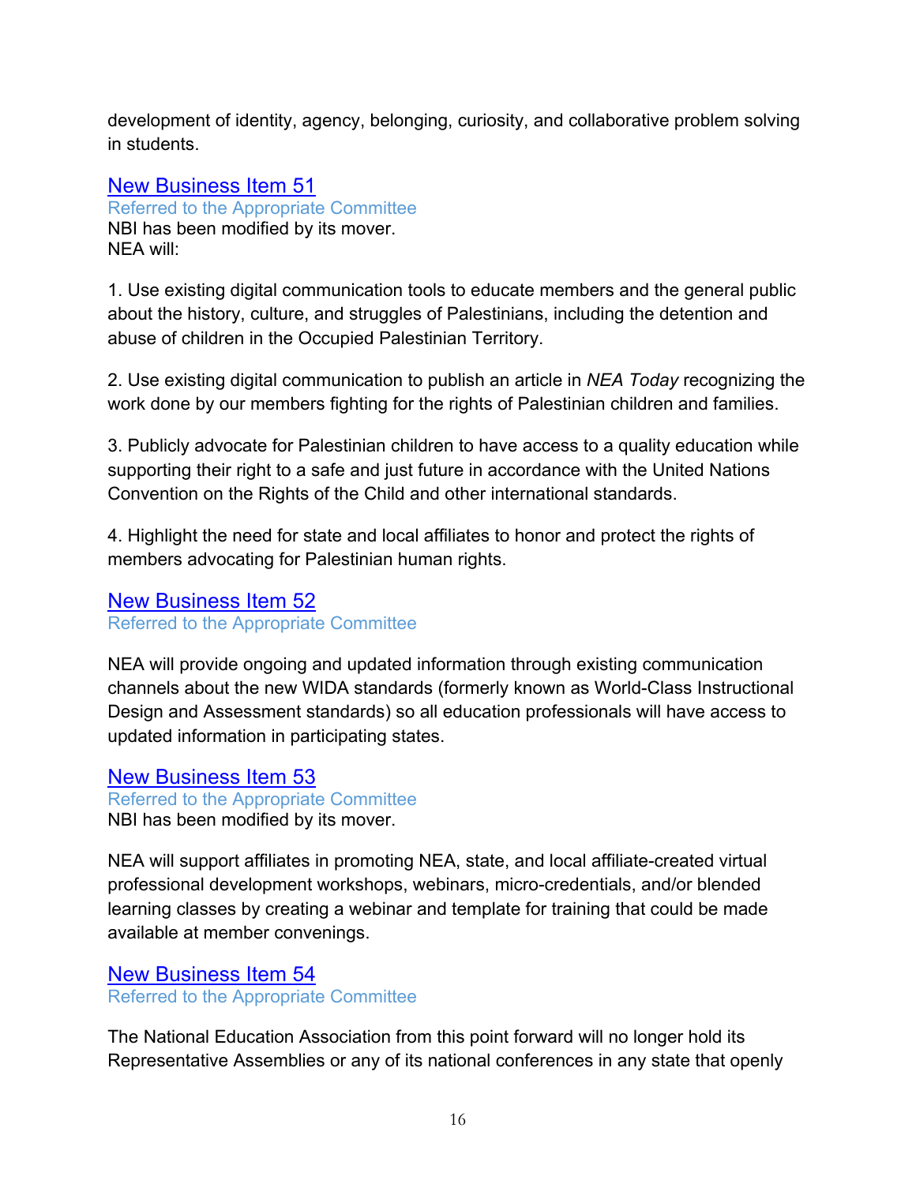development of identity, agency, belonging, curiosity, and collaborative problem solving in students.

## New Business Item 51

Referred to the Appropriate Committee

NBI has been modified by its mover.

NEA will:

1. Use existing digital communication tools to educate members and the general public about the history, culture, and struggles of Palestinians, including the detention and abuse of children in the Occupied Palestinian Territory.

2. Use existing digital communication to publish an article in *NEA Today* recognizing the work done by our members fighting for the rights of Palestinian children and families.

3. Publicly advocate for Palestinian children to have access to a quality education while supporting their right to a safe and just future in accordance with the United Nations Convention on the Rights of the Child and other international standards.

4. Highlight the need for state and local affiliates to honor and protect the rights of members advocating for Palestinian human rights.

## New Business Item 52

Referred to the Appropriate Committee

NEA will provide ongoing and updated information through existing communication channels about the new WIDA standards (formerly known as World-Class Instructional Design and Assessment standards) so all education professionals will have access to updated information in participating states.

## New Business Item 53

Referred to the Appropriate Committee

NBI has been modified by its mover.

NEA will support affiliates in promoting NEA, state, and local affiliate-created virtual professional development workshops, webinars, micro-credentials, and/or blended learning classes by creating a webinar and template for training that could be made available at member convenings.

## New Business Item 54

Referred to the Appropriate Committee

The National Education Association from this point forward will no longer hold its Representative Assemblies or any of its national conferences in any state that openly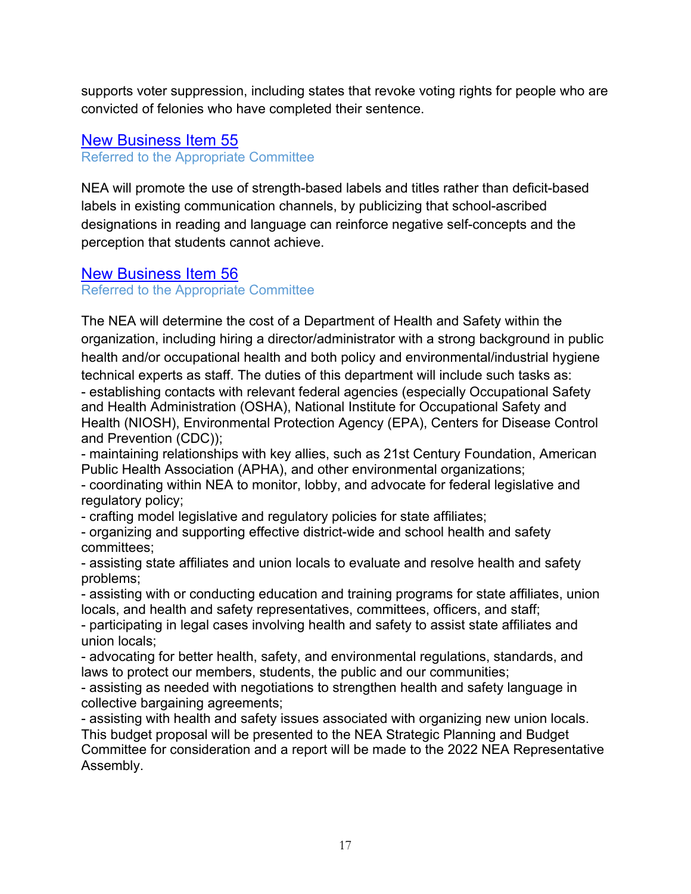supports voter suppression, including states that revoke voting rights for people who are convicted of felonies who have completed their sentence.

## New Business Item 55

Referred to the Appropriate Committee

NEA will promote the use of strength-based labels and titles rather than deficit-based labels in existing communication channels, by publicizing that school-ascribed designations in reading and language can reinforce negative self-concepts and the perception that students cannot achieve.

## New Business Item 56

Referred to the Appropriate Committee

The NEA will determine the cost of a Department of Health and Safety within the organization, including hiring a director/administrator with a strong background in public health and/or occupational health and both policy and environmental/industrial hygiene technical experts as staff. The duties of this department will include such tasks as:

- establishing contacts with relevant federal agencies (especially Occupational Safety and Health Administration (OSHA), National Institute for Occupational Safety and Health (NIOSH), Environmental Protection Agency (EPA), Centers for Disease Control and Prevention (CDC));
- maintaining relationships with key allies, such as 21st Century Foundation, American Public Health Association (APHA), and other environmental organizations;
- coordinating within NEA to monitor, lobby, and advocate for federal legislative and regulatory policy;
- crafting model legislative and regulatory policies for state affiliates;
- organizing and supporting effective district-wide and school health and safety committees;
- assisting state affiliates and union locals to evaluate and resolve health and safety problems;
- assisting with or conducting education and training programs for state affiliates, union locals, and health and safety representatives, committees, officers, and staff;
- participating in legal cases involving health and safety to assist state affiliates and union locals;
- advocating for better health, safety, and environmental regulations, standards, and laws to protect our members, students, the public and our communities;
- assisting as needed with negotiations to strengthen health and safety language in collective bargaining agreements;
- assisting with health and safety issues associated with organizing new union locals.

This budget proposal will be presented to the NEA Strategic Planning and Budget Committee for consideration and a report will be made to the 2022 NEA Representative Assembly.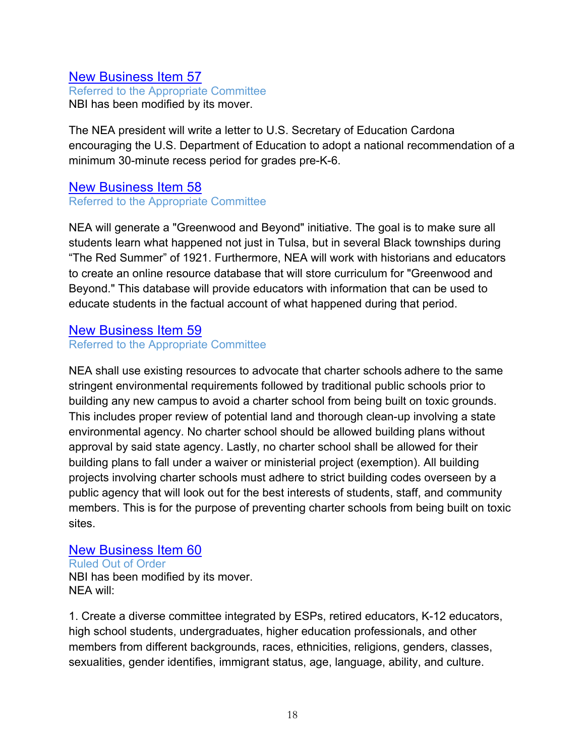### New Business Item 57

Referred to the Appropriate Committee

NBI has been modified by its mover.

The NEA president will write a letter to U.S. Secretary of Education Cardona encouraging the U.S. Department of Education to adopt a national recommendation of a minimum 30-minute recess period for grades pre-K-6.

### New Business Item 58

Referred to the Appropriate Committee

NEA will generate a "Greenwood and Beyond" initiative. The goal is to make sure all students learn what happened not just in Tulsa, but in several Black townships during "The Red Summer" of 1921. Furthermore, NEA will work with historians and educators to create an online resource database that will store curriculum for "Greenwood and Beyond." This database will provide educators with information that can be used to educate students in the factual account of what happened during that period.

### New Business Item 59

Referred to the Appropriate Committee

NEA shall use existing resources to advocate that charter schools adhere to the same stringent environmental requirements followed by traditional public schools prior to building any new campus to avoid a charter school from being built on toxic grounds. This includes proper review of potential land and thorough clean-up involving a state environmental agency. No charter school should be allowed building plans without approval by said state agency. Lastly, no charter school shall be allowed for their building plans to fall under a waiver or ministerial project (exemption). All building projects involving charter schools must adhere to strict building codes overseen by a public agency that will look out for the best interests of students, staff, and community members. This is for the purpose of preventing charter schools from being built on toxic sites.

### New Business Item 60

Ruled Out of Order

NBI has been modified by its mover.

NEA will:

1. Create a diverse committee integrated by ESPs, retired educators, K-12 educators, high school students, undergraduates, higher education professionals, and other members from different backgrounds, races, ethnicities, religions, genders, classes, sexualities, gender identifies, immigrant status, age, language, ability, and culture.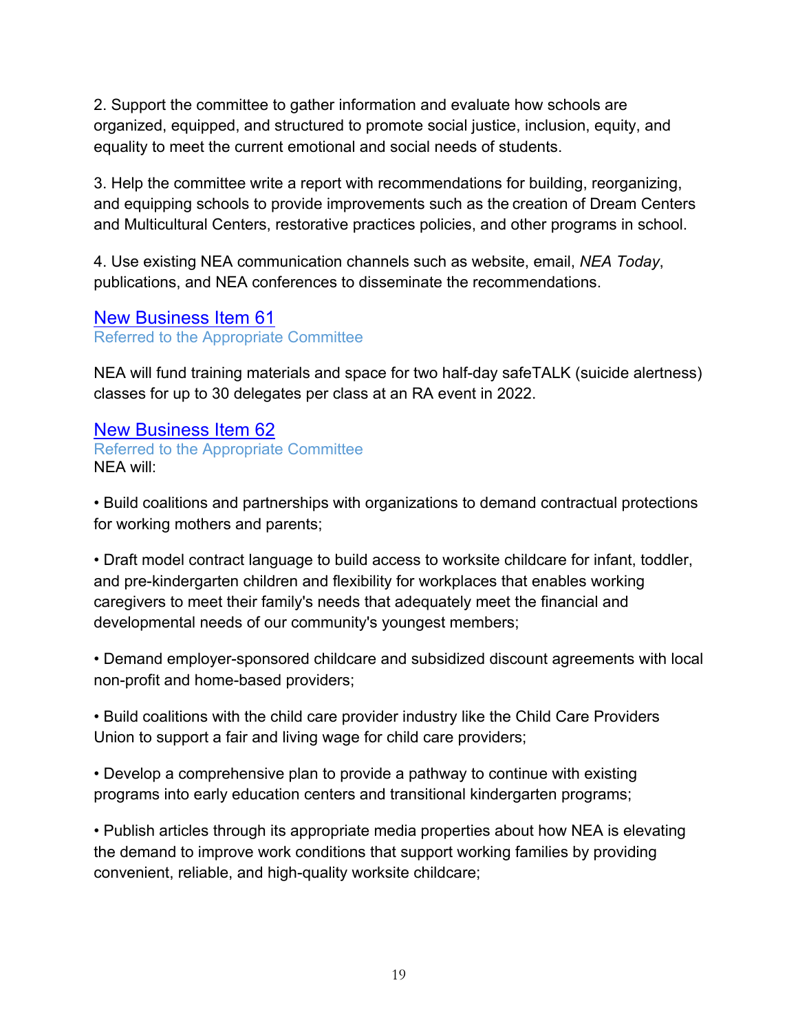2. Support the committee to gather information and evaluate how schools are organized, equipped, and structured to promote social justice, inclusion, equity, and equality to meet the current emotional and social needs of students.

3. Help the committee write a report with recommendations for building, reorganizing, and equipping schools to provide improvements such as the creation of Dream Centers and Multicultural Centers, restorative practices policies, and other programs in school.

4. Use existing NEA communication channels such as website, email, *NEA Today*, publications, and NEA conferences to disseminate the recommendations.

### New Business Item 61

Referred to the Appropriate Committee

NEA will fund training materials and space for two half-day safeTALK (suicide alertness) classes for up to 30 delegates per class at an RA event in 2022.

### New Business Item 62

Referred to the Appropriate Committee

NEA will:

- Build coalitions and partnerships with organizations to demand contractual protections for working mothers and parents;

- Draft model contract language to build access to worksite childcare for infant, toddler, and pre-kindergarten children and flexibility for workplaces that enables working caregivers to meet their family's needs that adequately meet the financial and developmental needs of our community's youngest members;

- Demand employer-sponsored childcare and subsidized discount agreements with local non-profit and home-based providers;

- Build coalitions with the child care provider industry like the Child Care Providers Union to support a fair and living wage for child care providers;

- Develop a comprehensive plan to provide a pathway to continue with existing programs into early education centers and transitional kindergarten programs;

- Publish articles through its appropriate media properties about how NEA is elevating the demand to improve work conditions that support working families by providing convenient, reliable, and high-quality worksite childcare;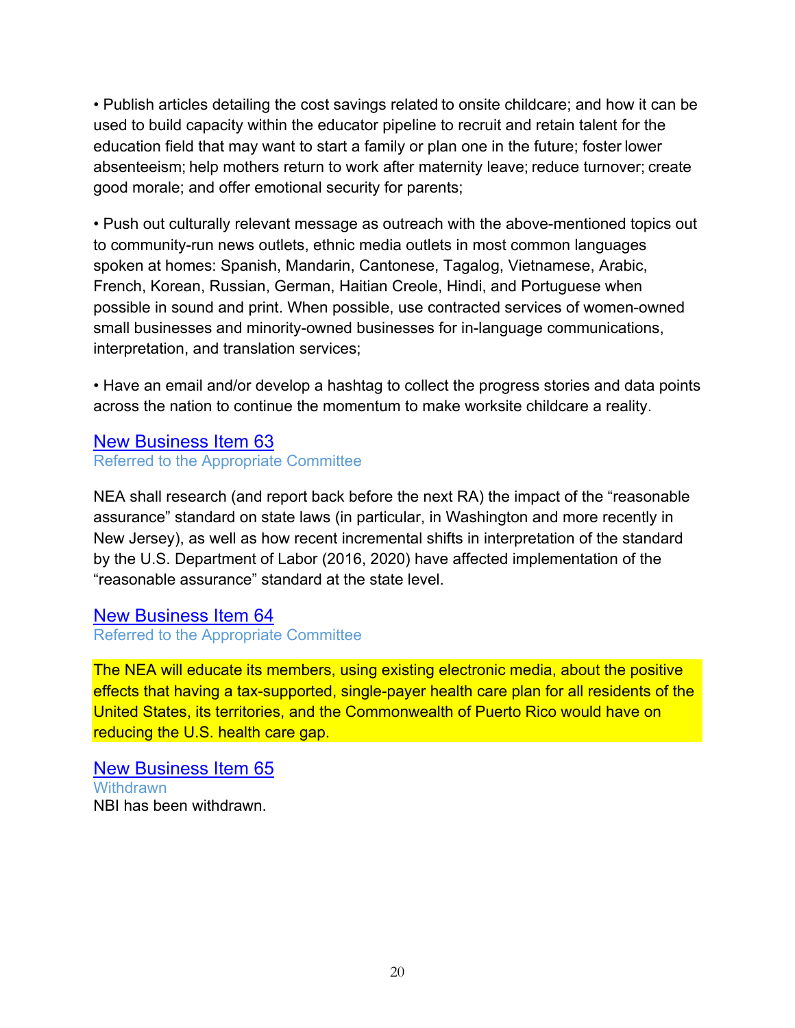- Publish articles detailing the cost savings related to onsite childcare; and how it can be used to build capacity within the educator pipeline to recruit and retain talent for the education field that may want to start a family or plan one in the future; foster lower absenteeism; help mothers return to work after maternity leave; reduce turnover; create good morale; and offer emotional security for parents;

- Push out culturally relevant message as outreach with the above-mentioned topics out to community-run news outlets, ethnic media outlets in most common languages spoken at homes: Spanish, Mandarin, Cantonese, Tagalog, Vietnamese, Arabic, French, Korean, Russian, German, Haitian Creole, Hindi, and Portuguese when possible in sound and print. When possible, use contracted services of women-owned small businesses and minority-owned businesses for in-language communications, interpretation, and translation services;

- Have an email and/or develop a hashtag to collect the progress stories and data points across the nation to continue the momentum to make worksite childcare a reality.

### New Business Item 63

Referred to the Appropriate Committee

NEA shall research (and report back before the next RA) the impact of the "reasonable assurance" standard on state laws (in particular, in Washington and more recently in New Jersey), as well as how recent incremental shifts in interpretation of the standard by the U.S. Department of Labor (2016, 2020) have affected implementation of the "reasonable assurance" standard at the state level.

### New Business Item 64

Referred to the Appropriate Committee

The NEA will educate its members, using existing electronic media, about the positive effects that having a tax-supported, single-payer health care plan for all residents of the United States, its territories, and the Commonwealth of Puerto Rico would have on reducing the U.S. health care gap.

### New Business Item 65

Withdrawn

NBI has been withdrawn.